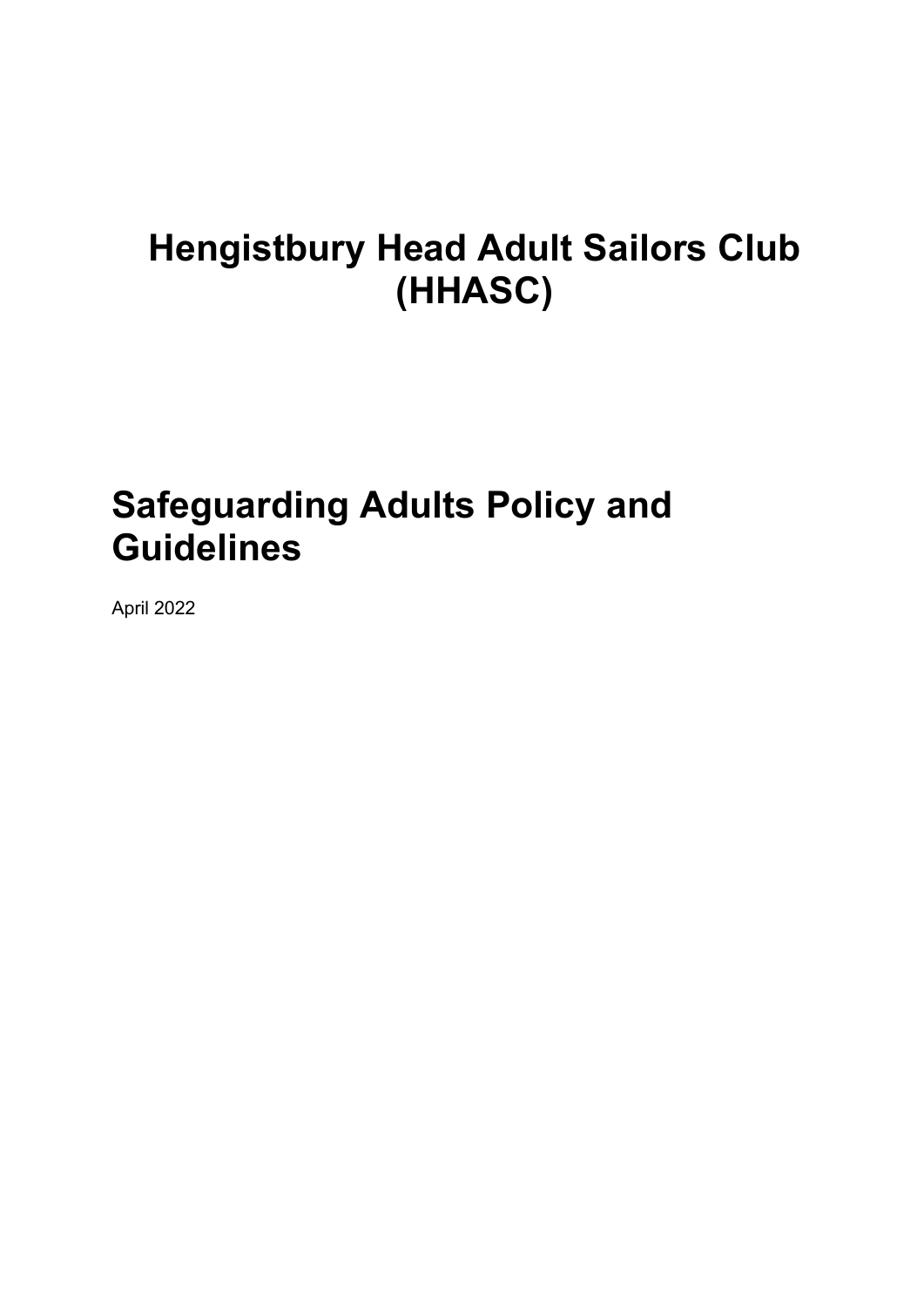# Hengistbury Head Adult Sailors Club (HHASC)

# Safeguarding Adults Policy and Guidelines

April 2022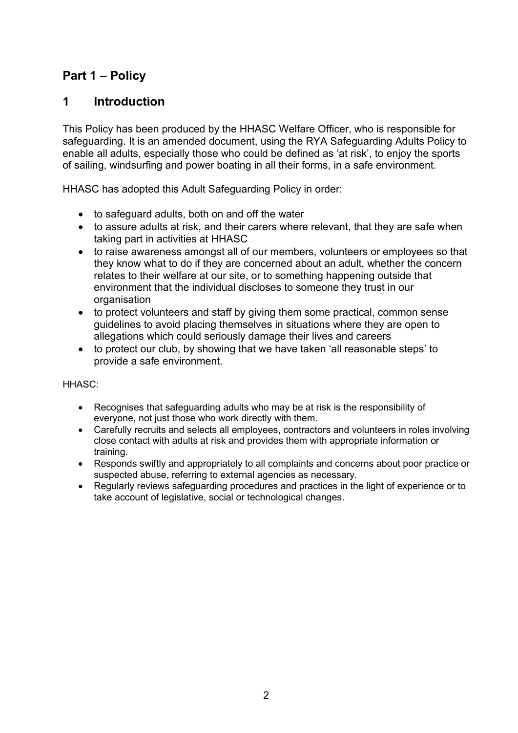# Part 1 – Policy

## 1 Introduction

This Policy has been produced by the HHASC Welfare Officer, who is responsible for safeguarding. It is an amended document, using the RYA Safeguarding Adults Policy to enable all adults, especially those who could be defined as 'at risk', to enjoy the sports of sailing, windsurfing and power boating in all their forms, in a safe environment.

HHASC has adopted this Adult Safeguarding Policy in order:

- to safeguard adults, both on and off the water
- to assure adults at risk, and their carers where relevant, that they are safe when taking part in activities at HHASC
- to raise awareness amongst all of our members, volunteers or employees so that they know what to do if they are concerned about an adult, whether the concern relates to their welfare at our site, or to something happening outside that environment that the individual discloses to someone they trust in our organisation
- to protect volunteers and staff by giving them some practical, common sense guidelines to avoid placing themselves in situations where they are open to allegations which could seriously damage their lives and careers
- to protect our club, by showing that we have taken 'all reasonable steps' to provide a safe environment.

HHASC:

- Recognises that safeguarding adults who may be at risk is the responsibility of everyone, not just those who work directly with them.
- Carefully recruits and selects all employees, contractors and volunteers in roles involving close contact with adults at risk and provides them with appropriate information or training.
- Responds swiftly and appropriately to all complaints and concerns about poor practice or suspected abuse, referring to external agencies as necessary.
- Regularly reviews safeguarding procedures and practices in the light of experience or to take account of legislative, social or technological changes.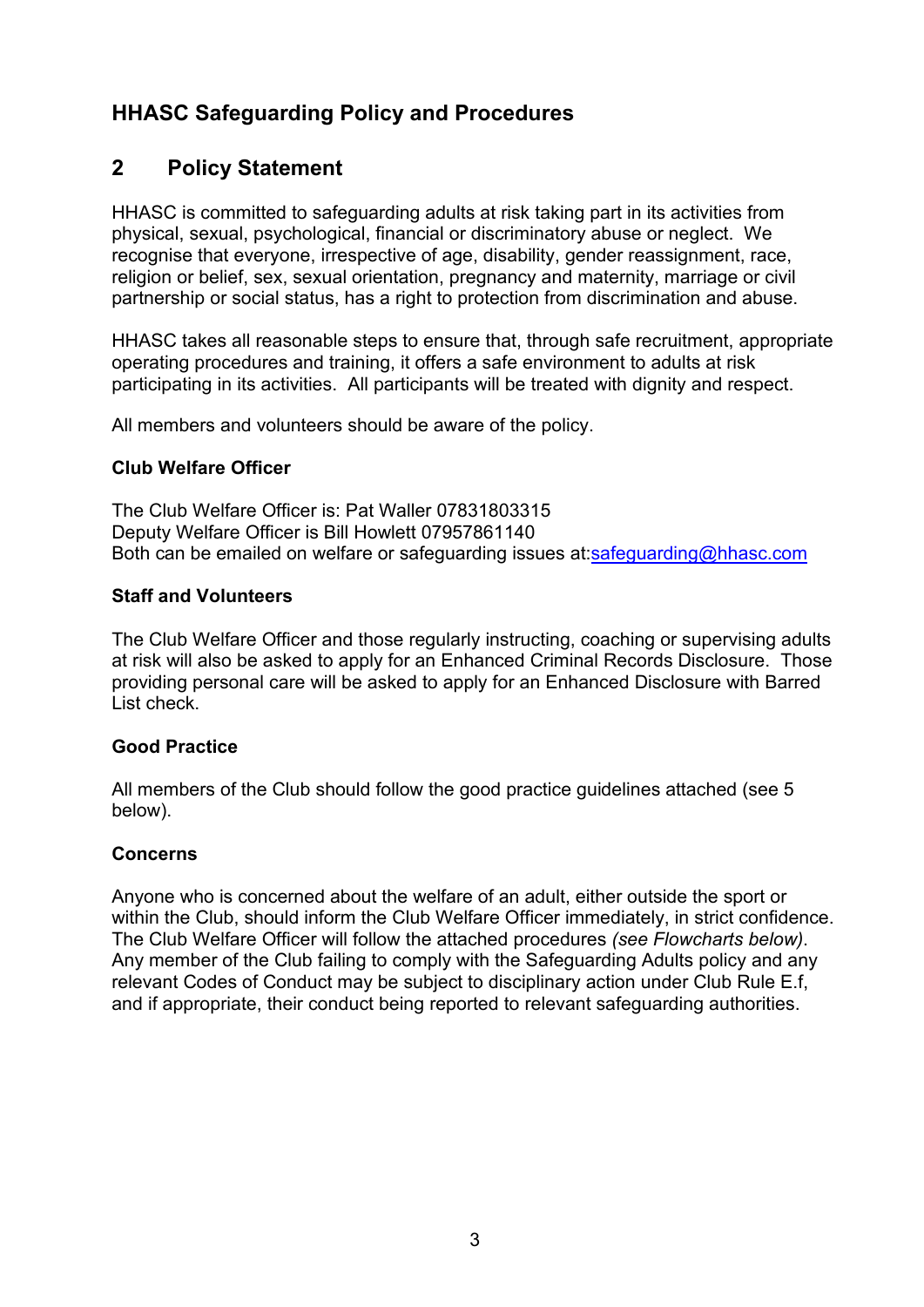# HHASC Safeguarding Policy and Procedures

## 2 Policy Statement

HHASC is committed to safeguarding adults at risk taking part in its activities from physical, sexual, psychological, financial or discriminatory abuse or neglect. We recognise that everyone, irrespective of age, disability, gender reassignment, race, religion or belief, sex, sexual orientation, pregnancy and maternity, marriage or civil partnership or social status, has a right to protection from discrimination and abuse.

HHASC takes all reasonable steps to ensure that, through safe recruitment, appropriate operating procedures and training, it offers a safe environment to adults at risk participating in its activities. All participants will be treated with dignity and respect.

All members and volunteers should be aware of the policy.

### Club Welfare Officer

The Club Welfare Officer is: Pat Waller 07831803315
Deputy Welfare Officer is Bill Howlett 07957861140
Both can be emailed on welfare or safeguarding issues at:safeguarding@hhasc.com

### Staff and Volunteers

The Club Welfare Officer and those regularly instructing, coaching or supervising adults at risk will also be asked to apply for an Enhanced Criminal Records Disclosure. Those providing personal care will be asked to apply for an Enhanced Disclosure with Barred List check.

### Good Practice

All members of the Club should follow the good practice guidelines attached (see 5 below).

### Concerns

Anyone who is concerned about the welfare of an adult, either outside the sport or within the Club, should inform the Club Welfare Officer immediately, in strict confidence. The Club Welfare Officer will follow the attached procedures *(see Flowcharts below)*. Any member of the Club failing to comply with the Safeguarding Adults policy and any relevant Codes of Conduct may be subject to disciplinary action under Club Rule E.f, and if appropriate, their conduct being reported to relevant safeguarding authorities.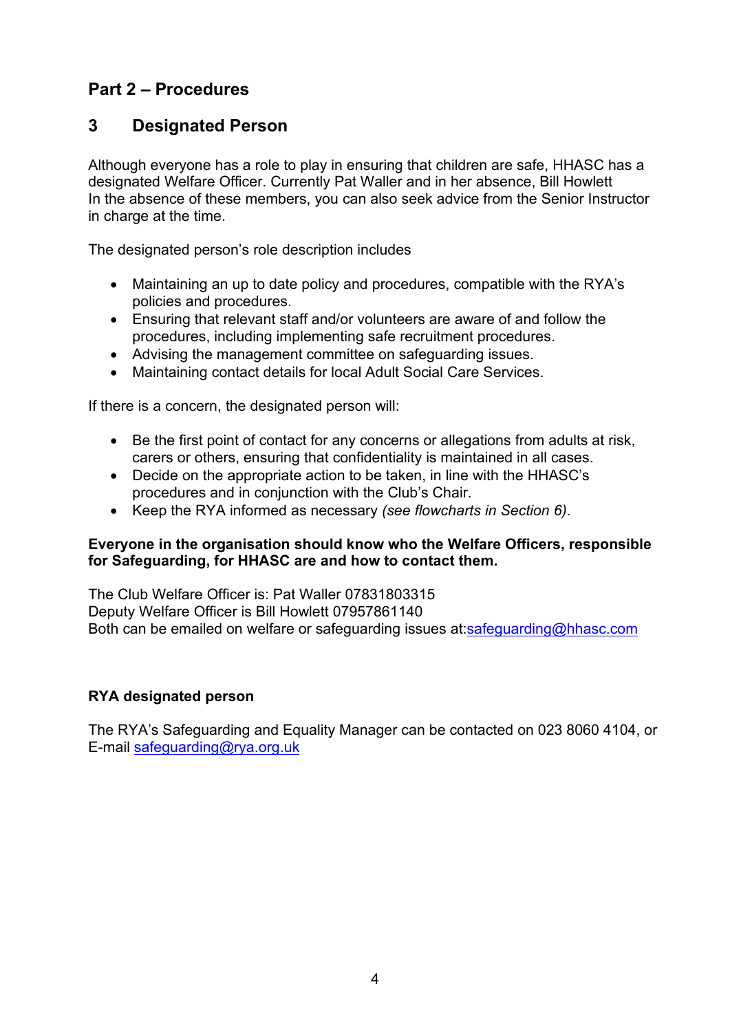# Part 2 – Procedures

## 3 Designated Person

Although everyone has a role to play in ensuring that children are safe, HHASC has a designated Welfare Officer. Currently Pat Waller and in her absence, Bill Howlett
In the absence of these members, you can also seek advice from the Senior Instructor in charge at the time.

The designated person's role description includes

- Maintaining an up to date policy and procedures, compatible with the RYA's policies and procedures.
- Ensuring that relevant staff and/or volunteers are aware of and follow the procedures, including implementing safe recruitment procedures.
- Advising the management committee on safeguarding issues.
- Maintaining contact details for local Adult Social Care Services.

If there is a concern, the designated person will:

- Be the first point of contact for any concerns or allegations from adults at risk, carers or others, ensuring that confidentiality is maintained in all cases.
- Decide on the appropriate action to be taken, in line with the HHASC's procedures and in conjunction with the Club's Chair.
- Keep the RYA informed as necessary *(see flowcharts in Section 6)*.

**Everyone in the organisation should know who the Welfare Officers, responsible for Safeguarding, for HHASC are and how to contact them.**

The Club Welfare Officer is: Pat Waller 07831803315
Deputy Welfare Officer is Bill Howlett 07957861140
Both can be emailed on welfare or safeguarding issues at:safeguarding@hhasc.com

**RYA designated person**

The RYA's Safeguarding and Equality Manager can be contacted on 023 8060 4104, or E-mail safeguarding@rya.org.uk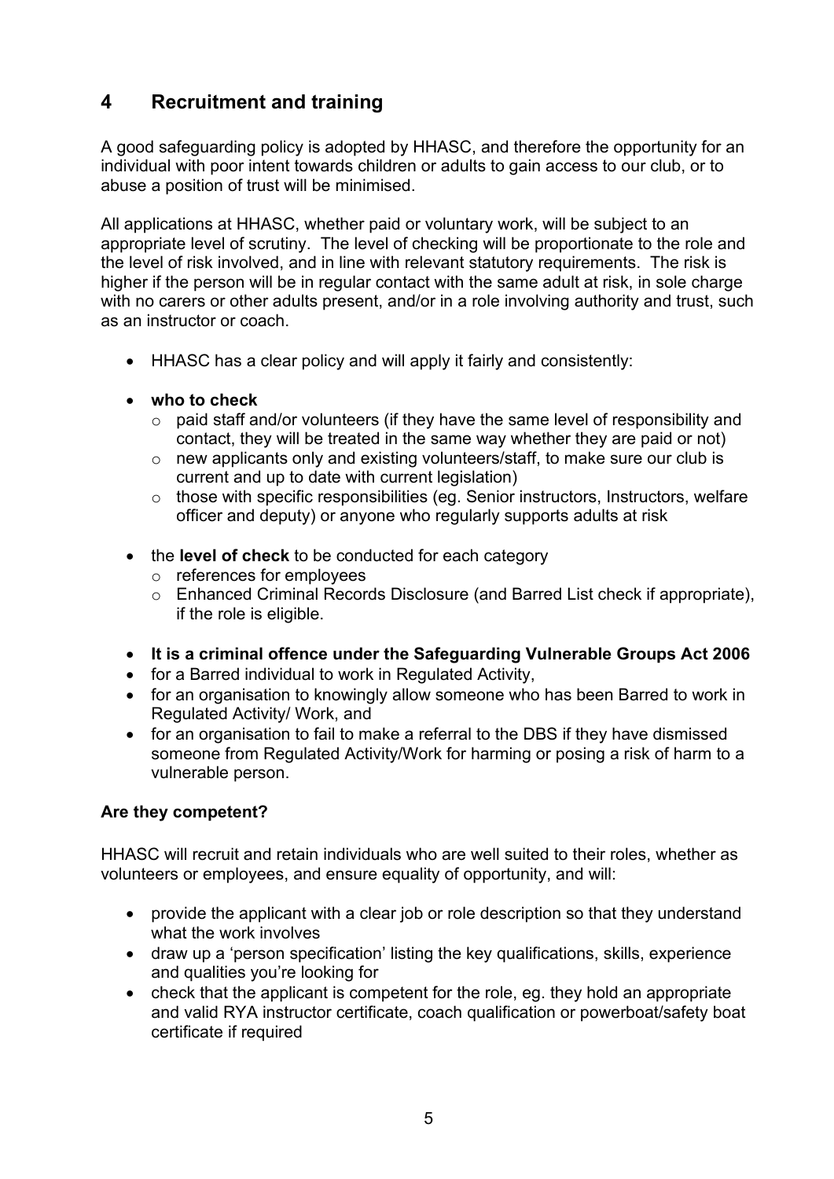## 4 Recruitment and training

A good safeguarding policy is adopted by HHASC, and therefore the opportunity for an individual with poor intent towards children or adults to gain access to our club, or to abuse a position of trust will be minimised.

All applications at HHASC, whether paid or voluntary work, will be subject to an appropriate level of scrutiny. The level of checking will be proportionate to the role and the level of risk involved, and in line with relevant statutory requirements. The risk is higher if the person will be in regular contact with the same adult at risk, in sole charge with no carers or other adults present, and/or in a role involving authority and trust, such as an instructor or coach.

- HHASC has a clear policy and will apply it fairly and consistently:
- **who to check**
  - paid staff and/or volunteers (if they have the same level of responsibility and contact, they will be treated in the same way whether they are paid or not)
  - new applicants only and existing volunteers/staff, to make sure our club is current and up to date with current legislation)
  - those with specific responsibilities (eg. Senior instructors, Instructors, welfare officer and deputy) or anyone who regularly supports adults at risk
- the **level of check** to be conducted for each category
  - references for employees
  - Enhanced Criminal Records Disclosure (and Barred List check if appropriate), if the role is eligible.
- **It is a criminal offence under the Safeguarding Vulnerable Groups Act 2006**
- for a Barred individual to work in Regulated Activity,
- for an organisation to knowingly allow someone who has been Barred to work in Regulated Activity/ Work, and
- for an organisation to fail to make a referral to the DBS if they have dismissed someone from Regulated Activity/Work for harming or posing a risk of harm to a vulnerable person.

**Are they competent?**

HHASC will recruit and retain individuals who are well suited to their roles, whether as volunteers or employees, and ensure equality of opportunity, and will:

- provide the applicant with a clear job or role description so that they understand what the work involves
- draw up a 'person specification' listing the key qualifications, skills, experience and qualities you're looking for
- check that the applicant is competent for the role, eg. they hold an appropriate and valid RYA instructor certificate, coach qualification or powerboat/safety boat certificate if required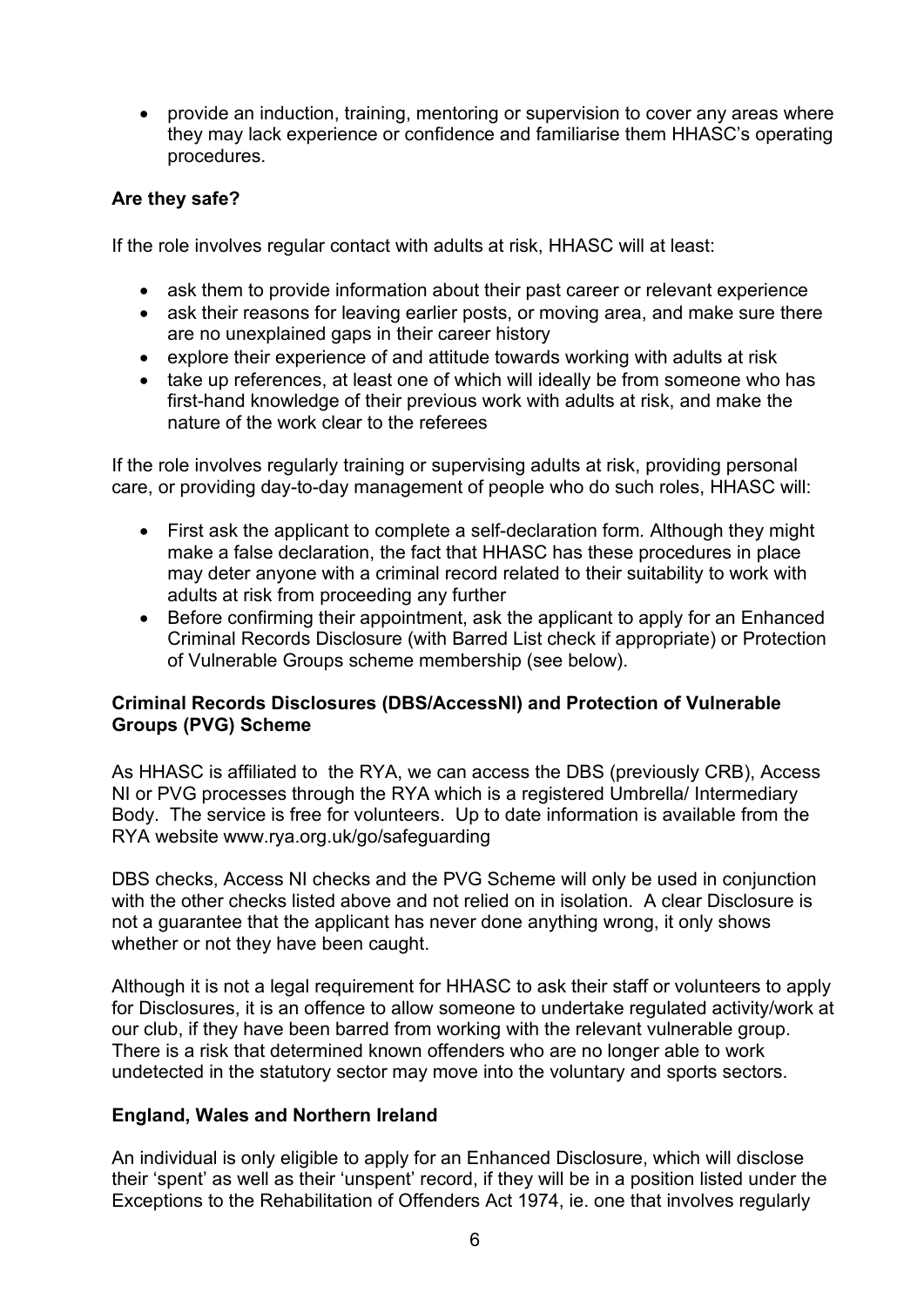- provide an induction, training, mentoring or supervision to cover any areas where they may lack experience or confidence and familiarise them HHASC's operating procedures.

**Are they safe?**

If the role involves regular contact with adults at risk, HHASC will at least:

- ask them to provide information about their past career or relevant experience
- ask their reasons for leaving earlier posts, or moving area, and make sure there are no unexplained gaps in their career history
- explore their experience of and attitude towards working with adults at risk
- take up references, at least one of which will ideally be from someone who has first-hand knowledge of their previous work with adults at risk, and make the nature of the work clear to the referees

If the role involves regularly training or supervising adults at risk, providing personal care, or providing day-to-day management of people who do such roles, HHASC will:

- First ask the applicant to complete a self-declaration form. Although they might make a false declaration, the fact that HHASC has these procedures in place may deter anyone with a criminal record related to their suitability to work with adults at risk from proceeding any further
- Before confirming their appointment, ask the applicant to apply for an Enhanced Criminal Records Disclosure (with Barred List check if appropriate) or Protection of Vulnerable Groups scheme membership (see below).

**Criminal Records Disclosures (DBS/AccessNI) and Protection of Vulnerable Groups (PVG) Scheme**

As HHASC is affiliated to the RYA, we can access the DBS (previously CRB), Access NI or PVG processes through the RYA which is a registered Umbrella/ Intermediary Body. The service is free for volunteers. Up to date information is available from the RYA website www.rya.org.uk/go/safeguarding

DBS checks, Access NI checks and the PVG Scheme will only be used in conjunction with the other checks listed above and not relied on in isolation. A clear Disclosure is not a guarantee that the applicant has never done anything wrong, it only shows whether or not they have been caught.

Although it is not a legal requirement for HHASC to ask their staff or volunteers to apply for Disclosures, it is an offence to allow someone to undertake regulated activity/work at our club, if they have been barred from working with the relevant vulnerable group. There is a risk that determined known offenders who are no longer able to work undetected in the statutory sector may move into the voluntary and sports sectors.

**England, Wales and Northern Ireland**

An individual is only eligible to apply for an Enhanced Disclosure, which will disclose their 'spent' as well as their 'unspent' record, if they will be in a position listed under the Exceptions to the Rehabilitation of Offenders Act 1974, ie. one that involves regularly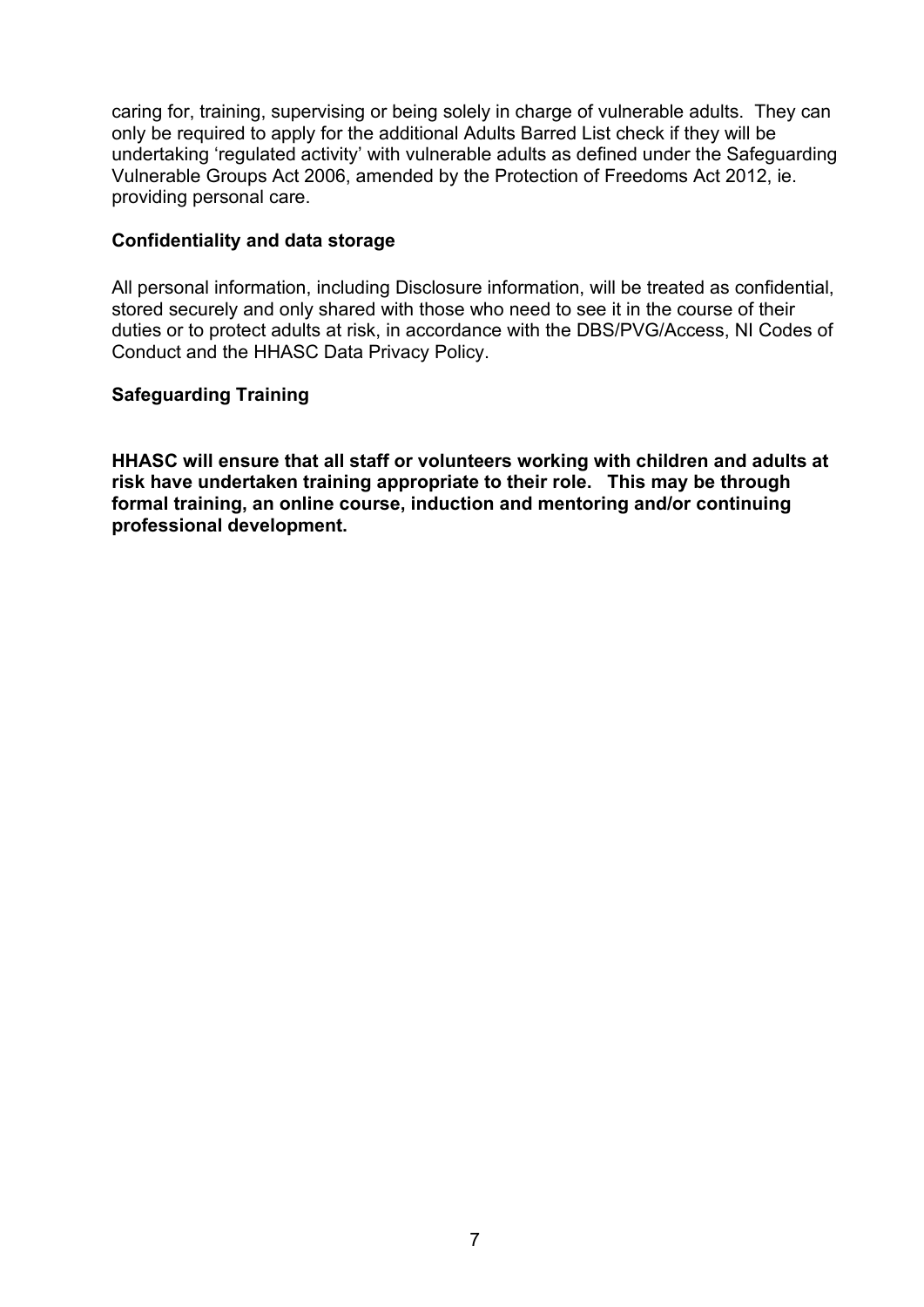caring for, training, supervising or being solely in charge of vulnerable adults. They can only be required to apply for the additional Adults Barred List check if they will be undertaking 'regulated activity' with vulnerable adults as defined under the Safeguarding Vulnerable Groups Act 2006, amended by the Protection of Freedoms Act 2012, ie. providing personal care.

**Confidentiality and data storage**

All personal information, including Disclosure information, will be treated as confidential, stored securely and only shared with those who need to see it in the course of their duties or to protect adults at risk, in accordance with the DBS/PVG/Access, NI Codes of Conduct and the HHASC Data Privacy Policy.

**Safeguarding Training**

**HHASC will ensure that all staff or volunteers working with children and adults at risk have undertaken training appropriate to their role. This may be through formal training, an online course, induction and mentoring and/or continuing professional development.**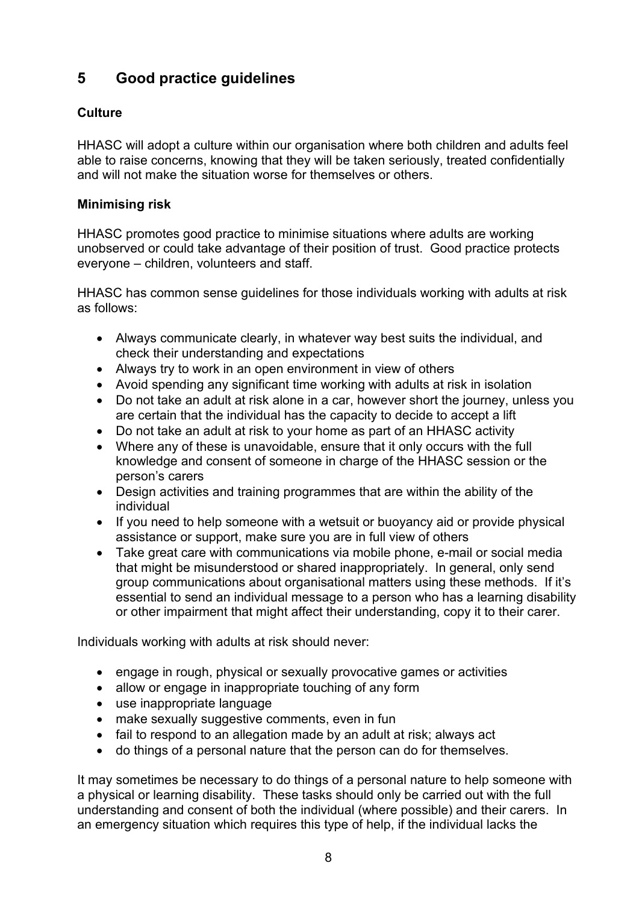## 5 Good practice guidelines

**Culture**

HHASC will adopt a culture within our organisation where both children and adults feel able to raise concerns, knowing that they will be taken seriously, treated confidentially and will not make the situation worse for themselves or others.

**Minimising risk**

HHASC promotes good practice to minimise situations where adults are working unobserved or could take advantage of their position of trust. Good practice protects everyone – children, volunteers and staff.

HHASC has common sense guidelines for those individuals working with adults at risk as follows:

- Always communicate clearly, in whatever way best suits the individual, and check their understanding and expectations
- Always try to work in an open environment in view of others
- Avoid spending any significant time working with adults at risk in isolation
- Do not take an adult at risk alone in a car, however short the journey, unless you are certain that the individual has the capacity to decide to accept a lift
- Do not take an adult at risk to your home as part of an HHASC activity
- Where any of these is unavoidable, ensure that it only occurs with the full knowledge and consent of someone in charge of the HHASC session or the person's carers
- Design activities and training programmes that are within the ability of the individual
- If you need to help someone with a wetsuit or buoyancy aid or provide physical assistance or support, make sure you are in full view of others
- Take great care with communications via mobile phone, e-mail or social media that might be misunderstood or shared inappropriately. In general, only send group communications about organisational matters using these methods. If it's essential to send an individual message to a person who has a learning disability or other impairment that might affect their understanding, copy it to their carer.

Individuals working with adults at risk should never:

- engage in rough, physical or sexually provocative games or activities
- allow or engage in inappropriate touching of any form
- use inappropriate language
- make sexually suggestive comments, even in fun
- fail to respond to an allegation made by an adult at risk; always act
- do things of a personal nature that the person can do for themselves.

It may sometimes be necessary to do things of a personal nature to help someone with a physical or learning disability. These tasks should only be carried out with the full understanding and consent of both the individual (where possible) and their carers. In an emergency situation which requires this type of help, if the individual lacks the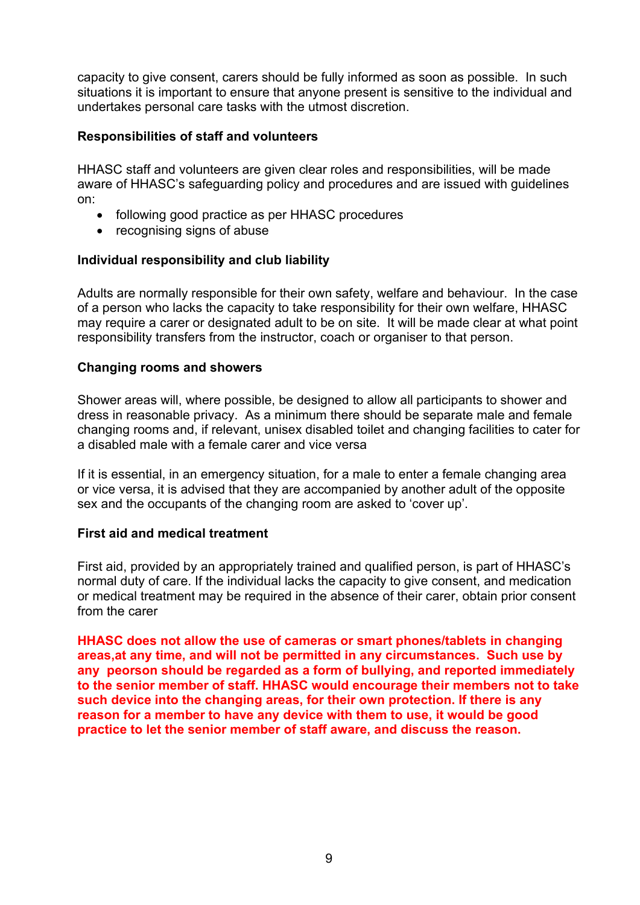capacity to give consent, carers should be fully informed as soon as possible. In such situations it is important to ensure that anyone present is sensitive to the individual and undertakes personal care tasks with the utmost discretion.

**Responsibilities of staff and volunteers**

HHASC staff and volunteers are given clear roles and responsibilities, will be made aware of HHASC's safeguarding policy and procedures and are issued with guidelines on:

- following good practice as per HHASC procedures
- recognising signs of abuse

**Individual responsibility and club liability**

Adults are normally responsible for their own safety, welfare and behaviour. In the case of a person who lacks the capacity to take responsibility for their own welfare, HHASC may require a carer or designated adult to be on site. It will be made clear at what point responsibility transfers from the instructor, coach or organiser to that person.

**Changing rooms and showers**

Shower areas will, where possible, be designed to allow all participants to shower and dress in reasonable privacy. As a minimum there should be separate male and female changing rooms and, if relevant, unisex disabled toilet and changing facilities to cater for a disabled male with a female carer and vice versa

If it is essential, in an emergency situation, for a male to enter a female changing area or vice versa, it is advised that they are accompanied by another adult of the opposite sex and the occupants of the changing room are asked to 'cover up'.

**First aid and medical treatment**

First aid, provided by an appropriately trained and qualified person, is part of HHASC's normal duty of care. If the individual lacks the capacity to give consent, and medication or medical treatment may be required in the absence of their carer, obtain prior consent from the carer

**HHASC does not allow the use of cameras or smart phones/tablets in changing areas,at any time, and will not be permitted in any circumstances. Such use by any peorson should be regarded as a form of bullying, and reported immediately to the senior member of staff. HHASC would encourage their members not to take such device into the changing areas, for their own protection. If there is any reason for a member to have any device with them to use, it would be good practice to let the senior member of staff aware, and discuss the reason.**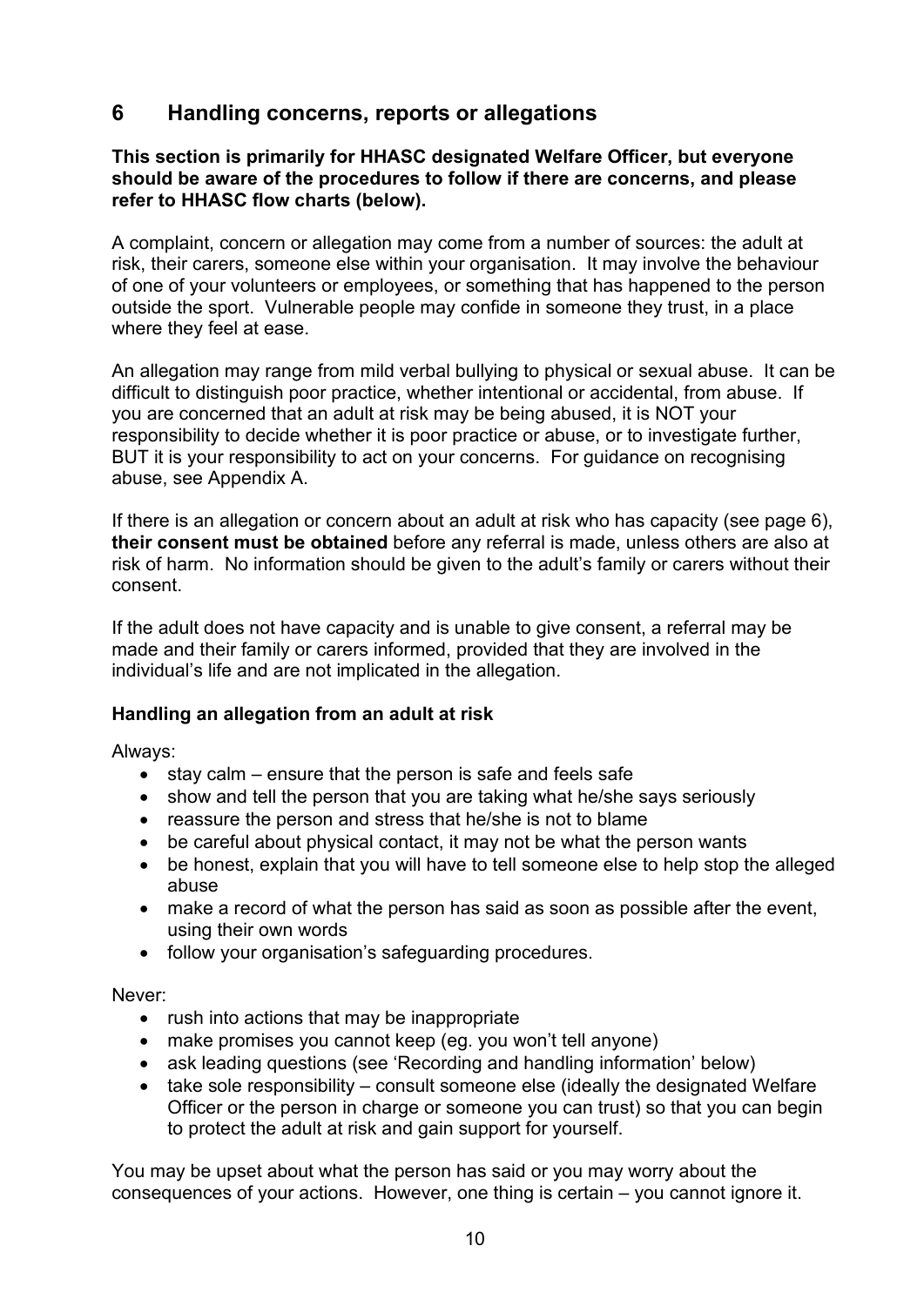## 6 Handling concerns, reports or allegations

**This section is primarily for HHASC designated Welfare Officer, but everyone should be aware of the procedures to follow if there are concerns, and please refer to HHASC flow charts (below).**

A complaint, concern or allegation may come from a number of sources: the adult at risk, their carers, someone else within your organisation. It may involve the behaviour of one of your volunteers or employees, or something that has happened to the person outside the sport. Vulnerable people may confide in someone they trust, in a place where they feel at ease.

An allegation may range from mild verbal bullying to physical or sexual abuse. It can be difficult to distinguish poor practice, whether intentional or accidental, from abuse. If you are concerned that an adult at risk may be being abused, it is NOT your responsibility to decide whether it is poor practice or abuse, or to investigate further, BUT it is your responsibility to act on your concerns. For guidance on recognising abuse, see Appendix A.

If there is an allegation or concern about an adult at risk who has capacity (see page 6), **their consent must be obtained** before any referral is made, unless others are also at risk of harm. No information should be given to the adult's family or carers without their consent.

If the adult does not have capacity and is unable to give consent, a referral may be made and their family or carers informed, provided that they are involved in the individual's life and are not implicated in the allegation.

**Handling an allegation from an adult at risk**

Always:

- stay calm – ensure that the person is safe and feels safe
- show and tell the person that you are taking what he/she says seriously
- reassure the person and stress that he/she is not to blame
- be careful about physical contact, it may not be what the person wants
- be honest, explain that you will have to tell someone else to help stop the alleged abuse
- make a record of what the person has said as soon as possible after the event, using their own words
- follow your organisation's safeguarding procedures.

Never:

- rush into actions that may be inappropriate
- make promises you cannot keep (eg. you won't tell anyone)
- ask leading questions (see 'Recording and handling information' below)
- take sole responsibility – consult someone else (ideally the designated Welfare Officer or the person in charge or someone you can trust) so that you can begin to protect the adult at risk and gain support for yourself.

You may be upset about what the person has said or you may worry about the consequences of your actions. However, one thing is certain – you cannot ignore it.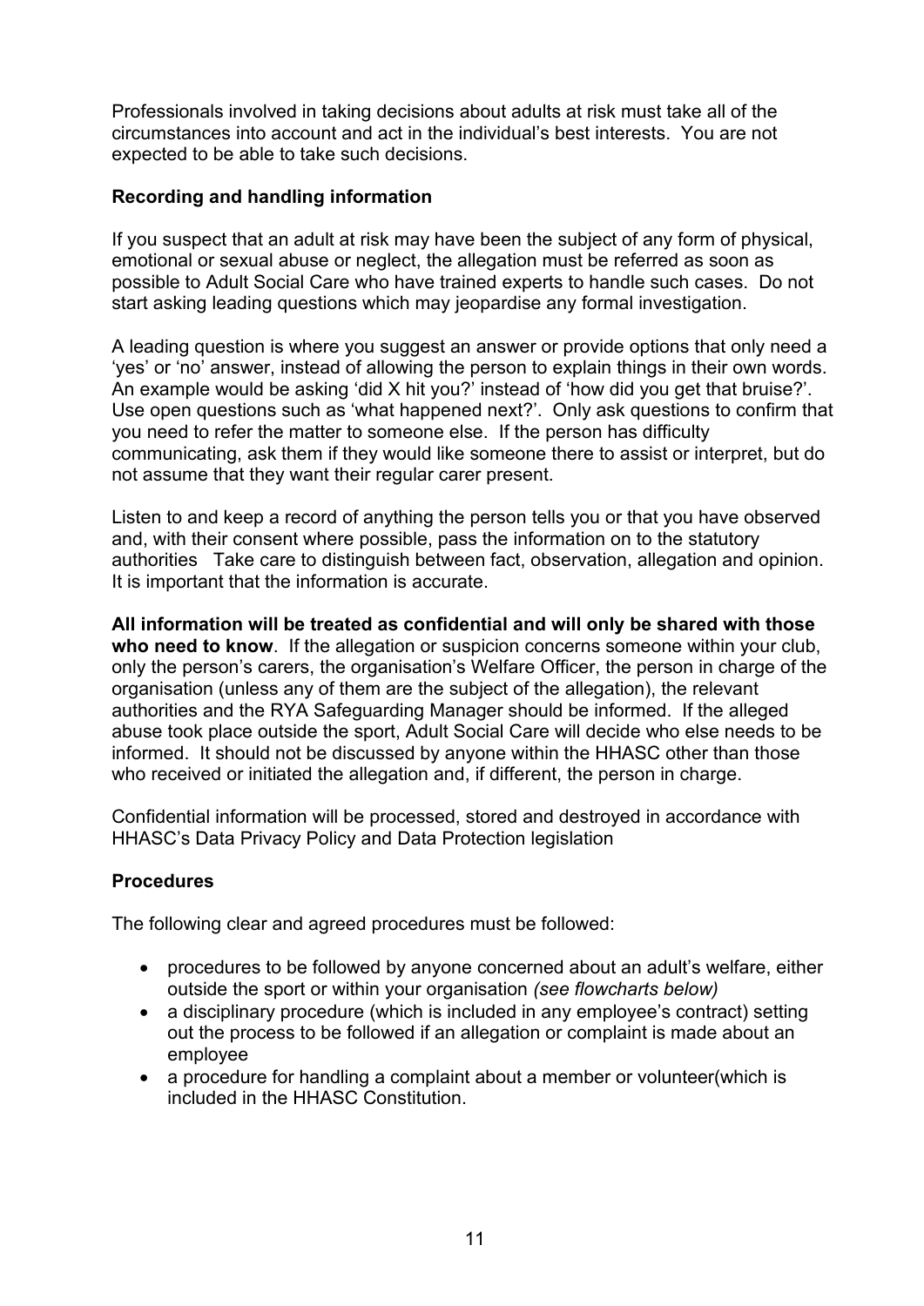Professionals involved in taking decisions about adults at risk must take all of the circumstances into account and act in the individual's best interests. You are not expected to be able to take such decisions.

### Recording and handling information

If you suspect that an adult at risk may have been the subject of any form of physical, emotional or sexual abuse or neglect, the allegation must be referred as soon as possible to Adult Social Care who have trained experts to handle such cases. Do not start asking leading questions which may jeopardise any formal investigation.

A leading question is where you suggest an answer or provide options that only need a 'yes' or 'no' answer, instead of allowing the person to explain things in their own words. An example would be asking 'did X hit you?' instead of 'how did you get that bruise?'. Use open questions such as 'what happened next?'. Only ask questions to confirm that you need to refer the matter to someone else. If the person has difficulty communicating, ask them if they would like someone there to assist or interpret, but do not assume that they want their regular carer present.

Listen to and keep a record of anything the person tells you or that you have observed and, with their consent where possible, pass the information on to the statutory authorities Take care to distinguish between fact, observation, allegation and opinion. It is important that the information is accurate.

**All information will be treated as confidential and will only be shared with those who need to know**. If the allegation or suspicion concerns someone within your club, only the person's carers, the organisation's Welfare Officer, the person in charge of the organisation (unless any of them are the subject of the allegation), the relevant authorities and the RYA Safeguarding Manager should be informed. If the alleged abuse took place outside the sport, Adult Social Care will decide who else needs to be informed. It should not be discussed by anyone within the HHASC other than those who received or initiated the allegation and, if different, the person in charge.

Confidential information will be processed, stored and destroyed in accordance with HHASC's Data Privacy Policy and Data Protection legislation

### Procedures

The following clear and agreed procedures must be followed:

- procedures to be followed by anyone concerned about an adult's welfare, either outside the sport or within your organisation *(see flowcharts below)*
- a disciplinary procedure (which is included in any employee's contract) setting out the process to be followed if an allegation or complaint is made about an employee
- a procedure for handling a complaint about a member or volunteer(which is included in the HHASC Constitution.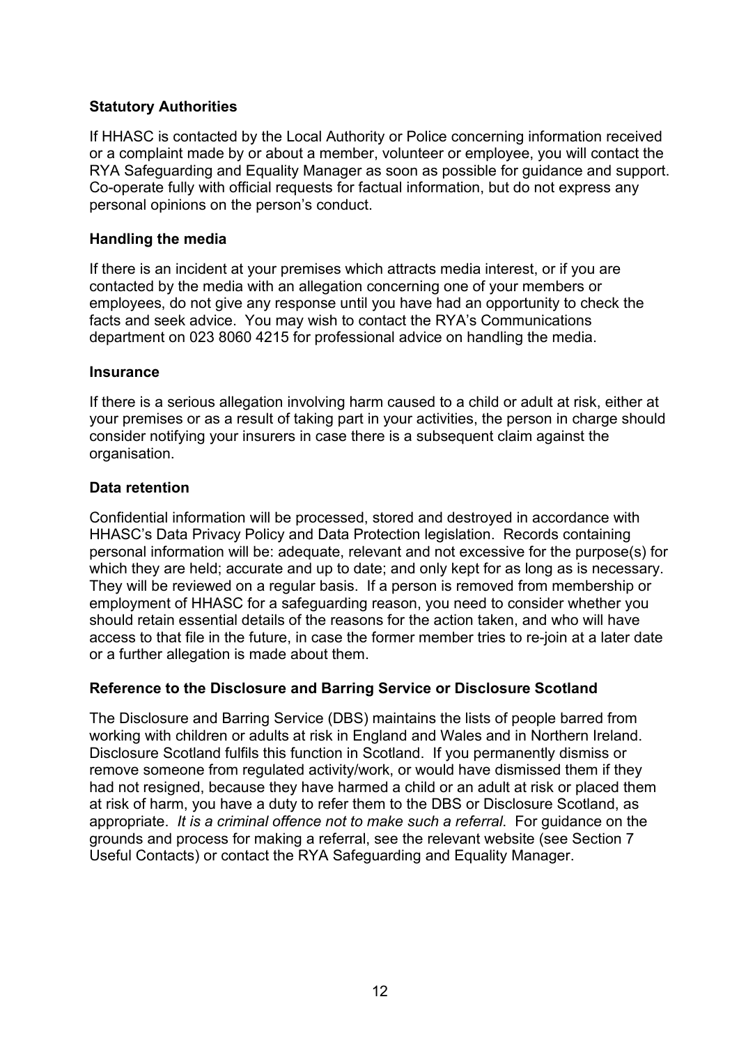**Statutory Authorities**

If HHASC is contacted by the Local Authority or Police concerning information received or a complaint made by or about a member, volunteer or employee, you will contact the RYA Safeguarding and Equality Manager as soon as possible for guidance and support. Co-operate fully with official requests for factual information, but do not express any personal opinions on the person's conduct.

**Handling the media**

If there is an incident at your premises which attracts media interest, or if you are contacted by the media with an allegation concerning one of your members or employees, do not give any response until you have had an opportunity to check the facts and seek advice. You may wish to contact the RYA's Communications department on 023 8060 4215 for professional advice on handling the media.

**Insurance**

If there is a serious allegation involving harm caused to a child or adult at risk, either at your premises or as a result of taking part in your activities, the person in charge should consider notifying your insurers in case there is a subsequent claim against the organisation.

**Data retention**

Confidential information will be processed, stored and destroyed in accordance with HHASC's Data Privacy Policy and Data Protection legislation. Records containing personal information will be: adequate, relevant and not excessive for the purpose(s) for which they are held; accurate and up to date; and only kept for as long as is necessary. They will be reviewed on a regular basis. If a person is removed from membership or employment of HHASC for a safeguarding reason, you need to consider whether you should retain essential details of the reasons for the action taken, and who will have access to that file in the future, in case the former member tries to re-join at a later date or a further allegation is made about them.

**Reference to the Disclosure and Barring Service or Disclosure Scotland**

The Disclosure and Barring Service (DBS) maintains the lists of people barred from working with children or adults at risk in England and Wales and in Northern Ireland. Disclosure Scotland fulfils this function in Scotland. If you permanently dismiss or remove someone from regulated activity/work, or would have dismissed them if they had not resigned, because they have harmed a child or an adult at risk or placed them at risk of harm, you have a duty to refer them to the DBS or Disclosure Scotland, as appropriate. *It is a criminal offence not to make such a referral*. For guidance on the grounds and process for making a referral, see the relevant website (see Section 7 Useful Contacts) or contact the RYA Safeguarding and Equality Manager.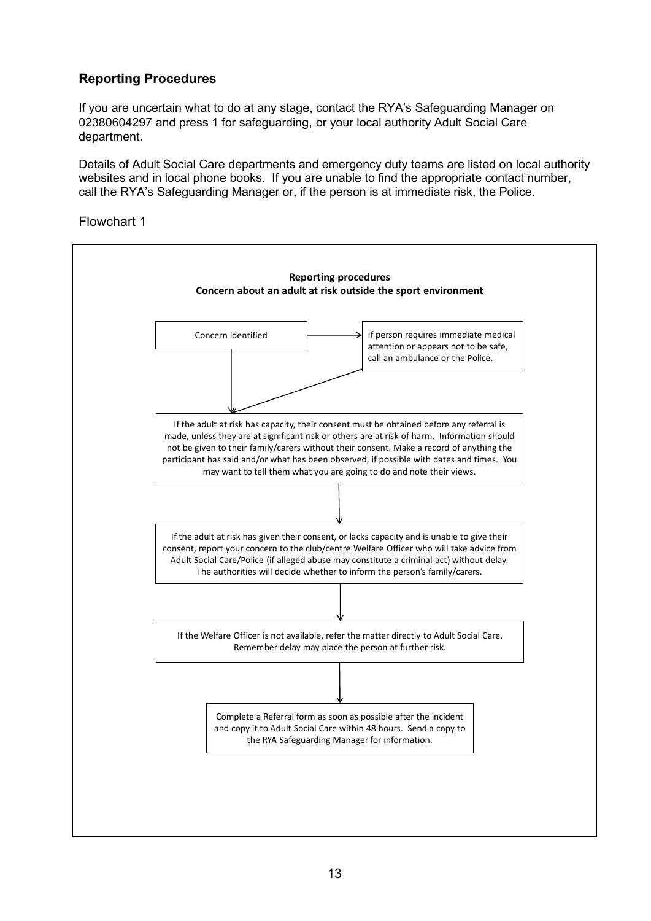## Reporting Procedures

If you are uncertain what to do at any stage, contact the RYA's Safeguarding Manager on 02380604297 and press 1 for safeguarding, or your local authority Adult Social Care department.

Details of Adult Social Care departments and emergency duty teams are listed on local authority websites and in local phone books. If you are unable to find the appropriate contact number, call the RYA's Safeguarding Manager or, if the person is at immediate risk, the Police.

Flowchart 1

**Reporting procedures**
**Concern about an adult at risk outside the sport environment**

Concern identified → If person requires immediate medical attention or appears not to be safe, call an ambulance or the Police.

↓

If the adult at risk has capacity, their consent must be obtained before any referral is made, unless they are at significant risk or others are at risk of harm. Information should not be given to their family/carers without their consent. Make a record of anything the participant has said and/or what has been observed, if possible with dates and times. You may want to tell them what you are going to do and note their views.

↓

If the adult at risk has given their consent, or lacks capacity and is unable to give their consent, report your concern to the club/centre Welfare Officer who will take advice from Adult Social Care/Police (if alleged abuse may constitute a criminal act) without delay. The authorities will decide whether to inform the person's family/carers.

↓

If the Welfare Officer is not available, refer the matter directly to Adult Social Care. Remember delay may place the person at further risk.

↓

Complete a Referral form as soon as possible after the incident and copy it to Adult Social Care within 48 hours. Send a copy to the RYA Safeguarding Manager for information.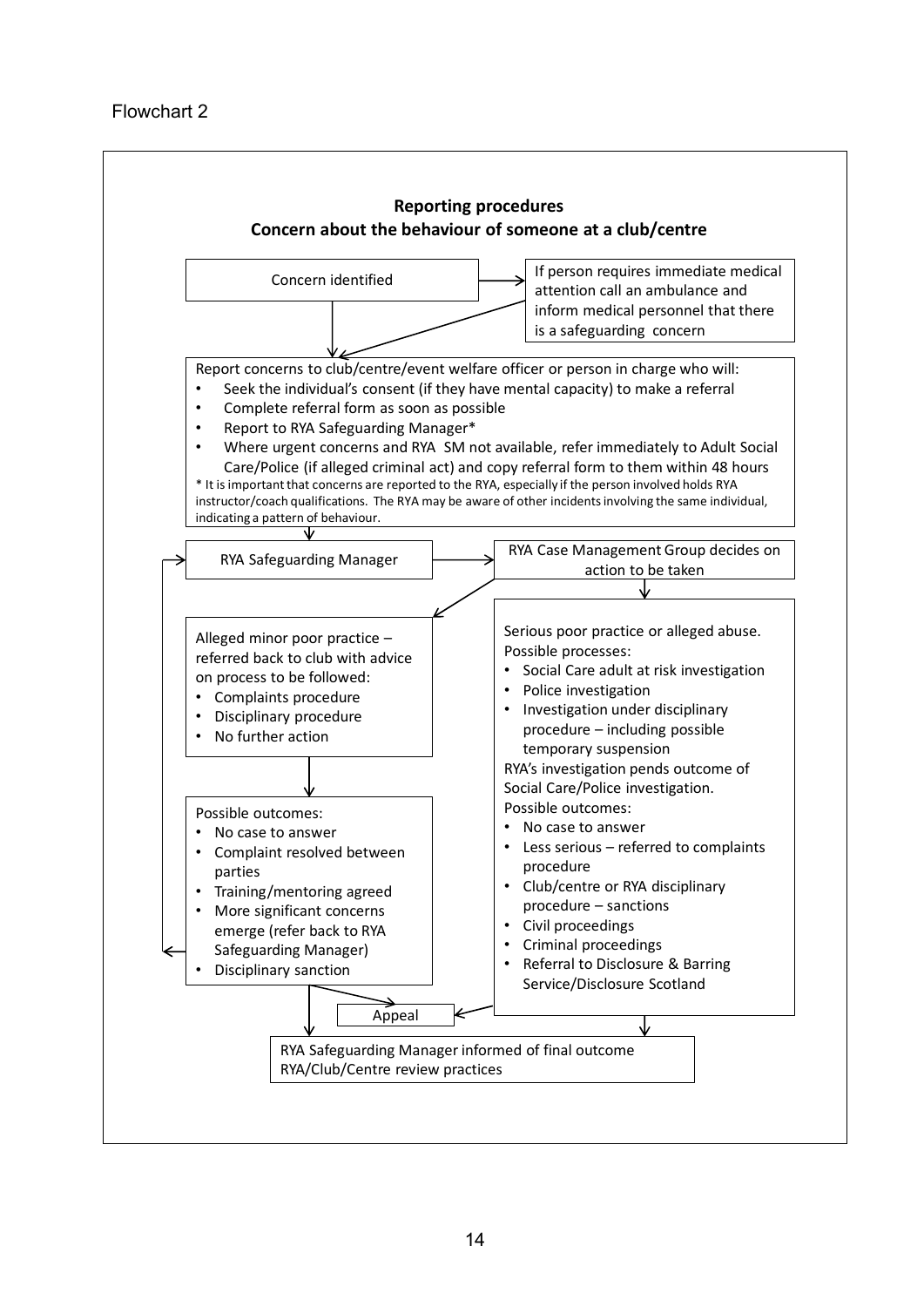Flowchart 2

## Reporting procedures

### Concern about the behaviour of someone at a club/centre

Concern identified

If person requires immediate medical attention call an ambulance and inform medical personnel that there is a safeguarding concern

Report concerns to club/centre/event welfare officer or person in charge who will:

- Seek the individual's consent (if they have mental capacity) to make a referral
- Complete referral form as soon as possible
- Report to RYA Safeguarding Manager*
- Where urgent concerns and RYA SM not available, refer immediately to Adult Social Care/Police (if alleged criminal act) and copy referral form to them within 48 hours

* It is important that concerns are reported to the RYA, especially if the person involved holds RYA instructor/coach qualifications. The RYA may be aware of other incidents involving the same individual, indicating a pattern of behaviour.

RYA Safeguarding Manager

RYA Case Management Group decides on action to be taken

Alleged minor poor practice – referred back to club with advice on process to be followed:

- Complaints procedure
- Disciplinary procedure
- No further action

Possible outcomes:

- No case to answer
- Complaint resolved between parties
- Training/mentoring agreed
- More significant concerns emerge (refer back to RYA Safeguarding Manager)
- Disciplinary sanction

Serious poor practice or alleged abuse. Possible processes:

- Social Care adult at risk investigation
- Police investigation
- Investigation under disciplinary procedure – including possible temporary suspension

RYA's investigation pends outcome of Social Care/Police investigation.

Possible outcomes:

- No case to answer
- Less serious – referred to complaints procedure
- Club/centre or RYA disciplinary procedure – sanctions
- Civil proceedings
- Criminal proceedings
- Referral to Disclosure & Barring Service/Disclosure Scotland

Appeal

RYA Safeguarding Manager informed of final outcome
RYA/Club/Centre review practices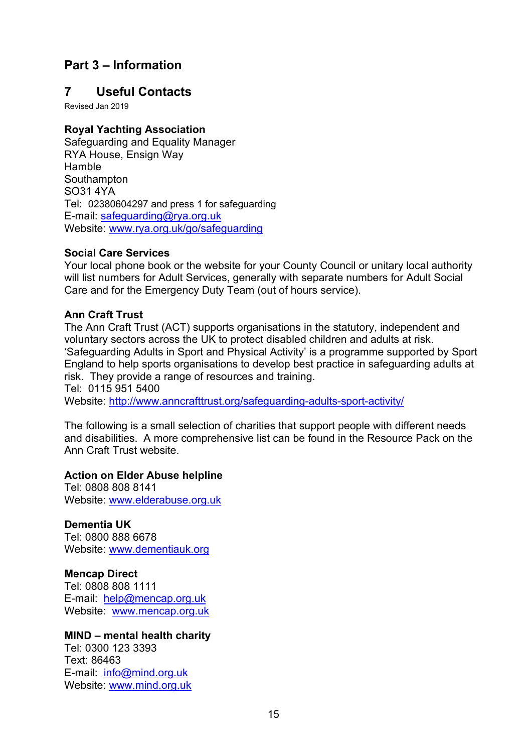# Part 3 – Information

## 7 Useful Contacts

Revised Jan 2019

**Royal Yachting Association**
Safeguarding and Equality Manager
RYA House, Ensign Way
Hamble
Southampton
SO31 4YA
Tel: 02380604297 and press 1 for safeguarding
E-mail: safeguarding@rya.org.uk
Website: www.rya.org.uk/go/safeguarding

**Social Care Services**
Your local phone book or the website for your County Council or unitary local authority will list numbers for Adult Services, generally with separate numbers for Adult Social Care and for the Emergency Duty Team (out of hours service).

**Ann Craft Trust**
The Ann Craft Trust (ACT) supports organisations in the statutory, independent and voluntary sectors across the UK to protect disabled children and adults at risk. 'Safeguarding Adults in Sport and Physical Activity' is a programme supported by Sport England to help sports organisations to develop best practice in safeguarding adults at risk. They provide a range of resources and training.
Tel: 0115 951 5400
Website: http://www.anncrafttrust.org/safeguarding-adults-sport-activity/

The following is a small selection of charities that support people with different needs and disabilities. A more comprehensive list can be found in the Resource Pack on the Ann Craft Trust website.

**Action on Elder Abuse helpline**
Tel: 0808 808 8141
Website: www.elderabuse.org.uk

**Dementia UK**
Tel: 0800 888 6678
Website: www.dementiauk.org

**Mencap Direct**
Tel: 0808 808 1111
E-mail: help@mencap.org.uk
Website: www.mencap.org.uk

**MIND – mental health charity**
Tel: 0300 123 3393
Text: 86463
E-mail: info@mind.org.uk
Website: www.mind.org.uk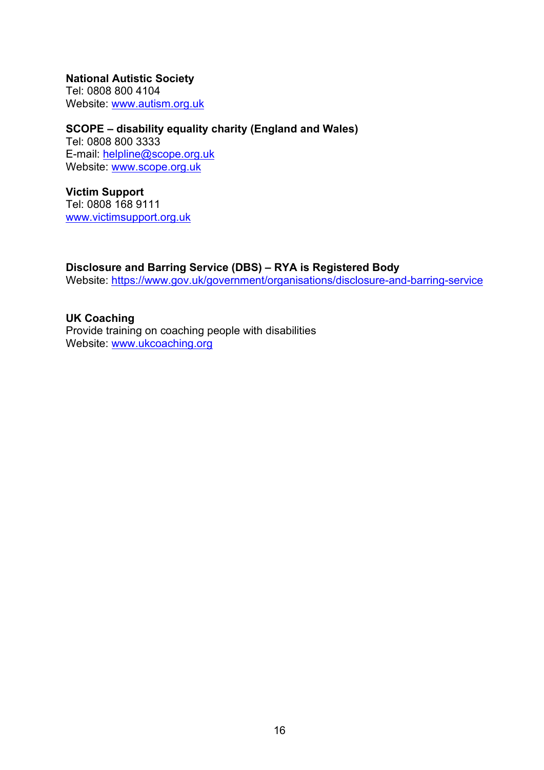**National Autistic Society**
Tel: 0808 800 4104
Website: [www.autism.org.uk](http://www.autism.org.uk)

**SCOPE – disability equality charity (England and Wales)**
Tel: 0808 800 3333
E-mail: [helpline@scope.org.uk](mailto:helpline@scope.org.uk)
Website: [www.scope.org.uk](http://www.scope.org.uk)

**Victim Support**
Tel: 0808 168 9111
[www.victimsupport.org.uk](http://www.victimsupport.org.uk)

**Disclosure and Barring Service (DBS) – RYA is Registered Body**
Website: [https://www.gov.uk/government/organisations/disclosure-and-barring-service](https://www.gov.uk/government/organisations/disclosure-and-barring-service)

**UK Coaching**
Provide training on coaching people with disabilities
Website: [www.ukcoaching.org](http://www.ukcoaching.org)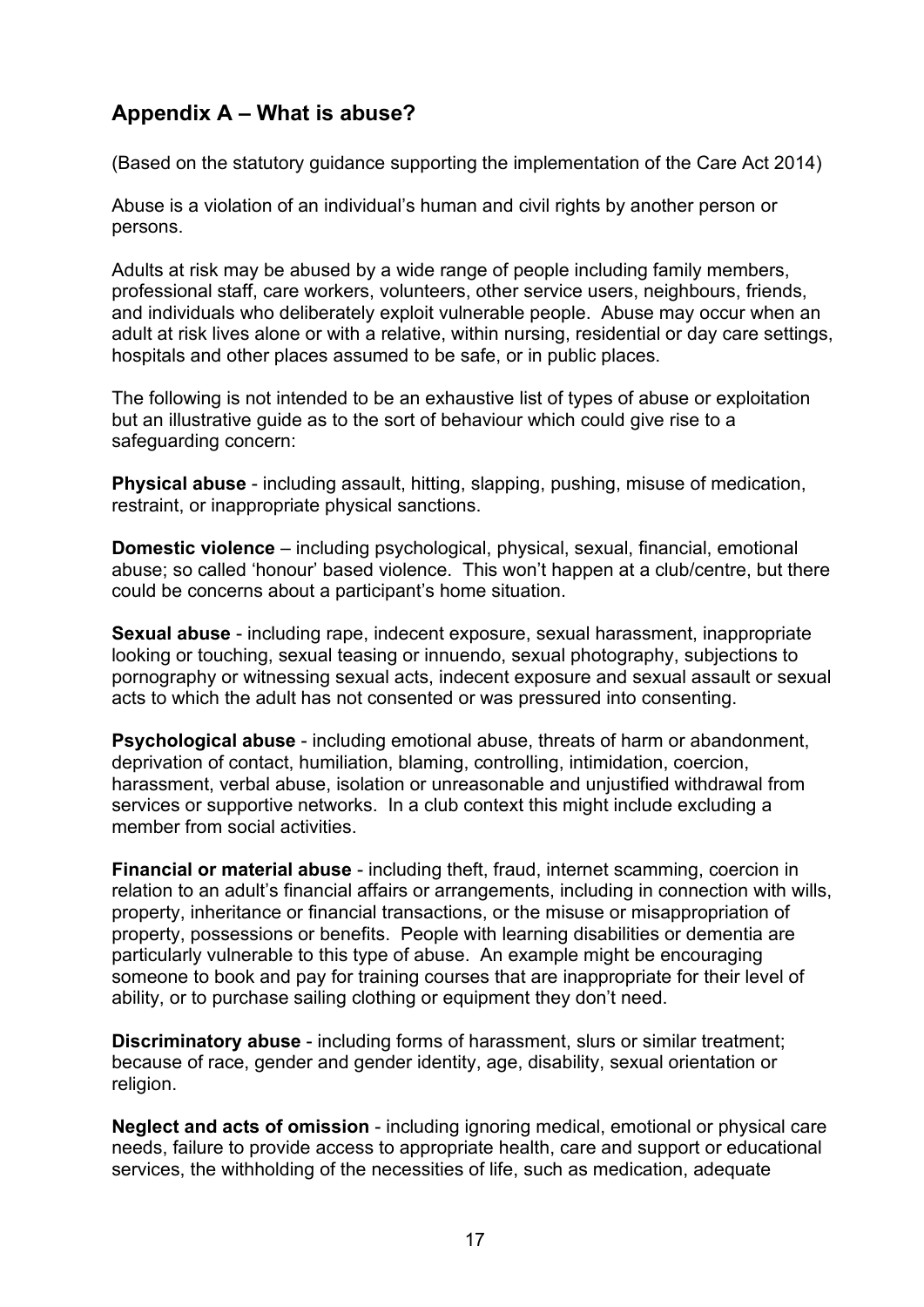## Appendix A – What is abuse?

(Based on the statutory guidance supporting the implementation of the Care Act 2014)

Abuse is a violation of an individual's human and civil rights by another person or persons.

Adults at risk may be abused by a wide range of people including family members, professional staff, care workers, volunteers, other service users, neighbours, friends, and individuals who deliberately exploit vulnerable people. Abuse may occur when an adult at risk lives alone or with a relative, within nursing, residential or day care settings, hospitals and other places assumed to be safe, or in public places.

The following is not intended to be an exhaustive list of types of abuse or exploitation but an illustrative guide as to the sort of behaviour which could give rise to a safeguarding concern:

**Physical abuse** - including assault, hitting, slapping, pushing, misuse of medication, restraint, or inappropriate physical sanctions.

**Domestic violence** – including psychological, physical, sexual, financial, emotional abuse; so called 'honour' based violence. This won't happen at a club/centre, but there could be concerns about a participant's home situation.

**Sexual abuse** - including rape, indecent exposure, sexual harassment, inappropriate looking or touching, sexual teasing or innuendo, sexual photography, subjections to pornography or witnessing sexual acts, indecent exposure and sexual assault or sexual acts to which the adult has not consented or was pressured into consenting.

**Psychological abuse** - including emotional abuse, threats of harm or abandonment, deprivation of contact, humiliation, blaming, controlling, intimidation, coercion, harassment, verbal abuse, isolation or unreasonable and unjustified withdrawal from services or supportive networks. In a club context this might include excluding a member from social activities.

**Financial or material abuse** - including theft, fraud, internet scamming, coercion in relation to an adult's financial affairs or arrangements, including in connection with wills, property, inheritance or financial transactions, or the misuse or misappropriation of property, possessions or benefits. People with learning disabilities or dementia are particularly vulnerable to this type of abuse. An example might be encouraging someone to book and pay for training courses that are inappropriate for their level of ability, or to purchase sailing clothing or equipment they don't need.

**Discriminatory abuse** - including forms of harassment, slurs or similar treatment; because of race, gender and gender identity, age, disability, sexual orientation or religion.

**Neglect and acts of omission** - including ignoring medical, emotional or physical care needs, failure to provide access to appropriate health, care and support or educational services, the withholding of the necessities of life, such as medication, adequate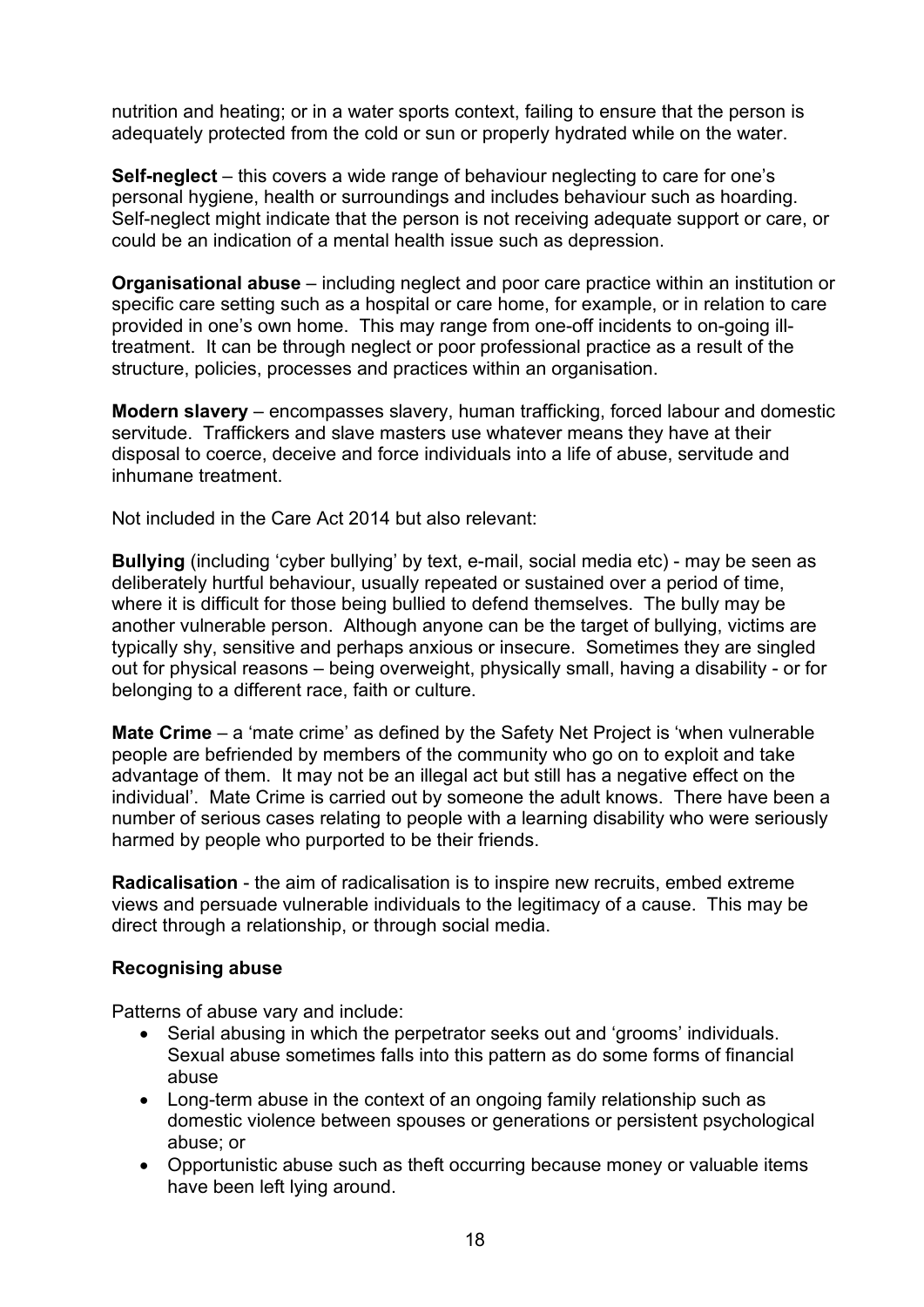nutrition and heating; or in a water sports context, failing to ensure that the person is adequately protected from the cold or sun or properly hydrated while on the water.

**Self-neglect** – this covers a wide range of behaviour neglecting to care for one's personal hygiene, health or surroundings and includes behaviour such as hoarding. Self-neglect might indicate that the person is not receiving adequate support or care, or could be an indication of a mental health issue such as depression.

**Organisational abuse** – including neglect and poor care practice within an institution or specific care setting such as a hospital or care home, for example, or in relation to care provided in one's own home. This may range from one-off incidents to on-going ill-treatment. It can be through neglect or poor professional practice as a result of the structure, policies, processes and practices within an organisation.

**Modern slavery** – encompasses slavery, human trafficking, forced labour and domestic servitude. Traffickers and slave masters use whatever means they have at their disposal to coerce, deceive and force individuals into a life of abuse, servitude and inhumane treatment.

Not included in the Care Act 2014 but also relevant:

**Bullying** (including 'cyber bullying' by text, e-mail, social media etc) - may be seen as deliberately hurtful behaviour, usually repeated or sustained over a period of time, where it is difficult for those being bullied to defend themselves. The bully may be another vulnerable person. Although anyone can be the target of bullying, victims are typically shy, sensitive and perhaps anxious or insecure. Sometimes they are singled out for physical reasons – being overweight, physically small, having a disability - or for belonging to a different race, faith or culture.

**Mate Crime** – a 'mate crime' as defined by the Safety Net Project is 'when vulnerable people are befriended by members of the community who go on to exploit and take advantage of them. It may not be an illegal act but still has a negative effect on the individual'. Mate Crime is carried out by someone the adult knows. There have been a number of serious cases relating to people with a learning disability who were seriously harmed by people who purported to be their friends.

**Radicalisation** - the aim of radicalisation is to inspire new recruits, embed extreme views and persuade vulnerable individuals to the legitimacy of a cause. This may be direct through a relationship, or through social media.

**Recognising abuse**

Patterns of abuse vary and include:

- Serial abusing in which the perpetrator seeks out and 'grooms' individuals. Sexual abuse sometimes falls into this pattern as do some forms of financial abuse
- Long-term abuse in the context of an ongoing family relationship such as domestic violence between spouses or generations or persistent psychological abuse; or
- Opportunistic abuse such as theft occurring because money or valuable items have been left lying around.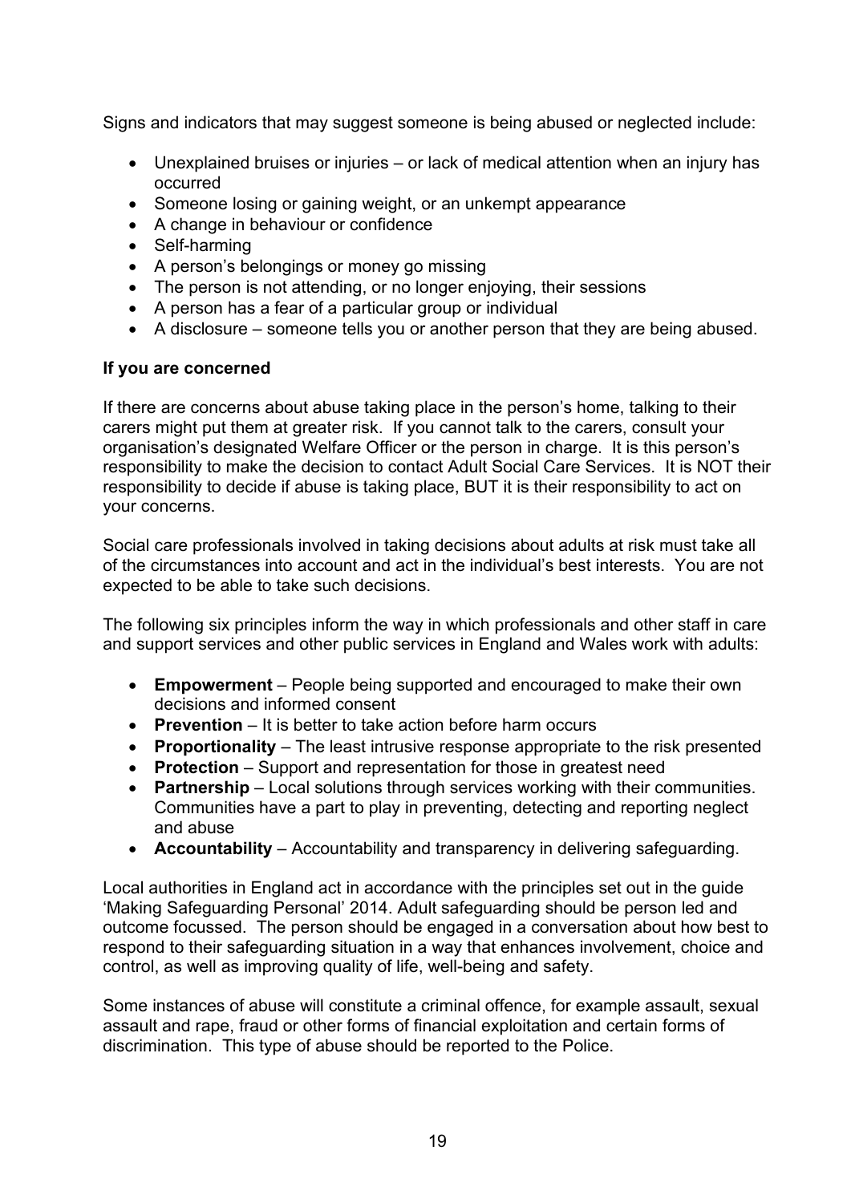Signs and indicators that may suggest someone is being abused or neglected include:

- Unexplained bruises or injuries – or lack of medical attention when an injury has occurred
- Someone losing or gaining weight, or an unkempt appearance
- A change in behaviour or confidence
- Self-harming
- A person's belongings or money go missing
- The person is not attending, or no longer enjoying, their sessions
- A person has a fear of a particular group or individual
- A disclosure – someone tells you or another person that they are being abused.

**If you are concerned**

If there are concerns about abuse taking place in the person's home, talking to their carers might put them at greater risk. If you cannot talk to the carers, consult your organisation's designated Welfare Officer or the person in charge. It is this person's responsibility to make the decision to contact Adult Social Care Services. It is NOT their responsibility to decide if abuse is taking place, BUT it is their responsibility to act on your concerns.

Social care professionals involved in taking decisions about adults at risk must take all of the circumstances into account and act in the individual's best interests. You are not expected to be able to take such decisions.

The following six principles inform the way in which professionals and other staff in care and support services and other public services in England and Wales work with adults:

- **Empowerment** – People being supported and encouraged to make their own decisions and informed consent
- **Prevention** – It is better to take action before harm occurs
- **Proportionality** – The least intrusive response appropriate to the risk presented
- **Protection** – Support and representation for those in greatest need
- **Partnership** – Local solutions through services working with their communities. Communities have a part to play in preventing, detecting and reporting neglect and abuse
- **Accountability** – Accountability and transparency in delivering safeguarding.

Local authorities in England act in accordance with the principles set out in the guide 'Making Safeguarding Personal' 2014. Adult safeguarding should be person led and outcome focussed. The person should be engaged in a conversation about how best to respond to their safeguarding situation in a way that enhances involvement, choice and control, as well as improving quality of life, well-being and safety.

Some instances of abuse will constitute a criminal offence, for example assault, sexual assault and rape, fraud or other forms of financial exploitation and certain forms of discrimination. This type of abuse should be reported to the Police.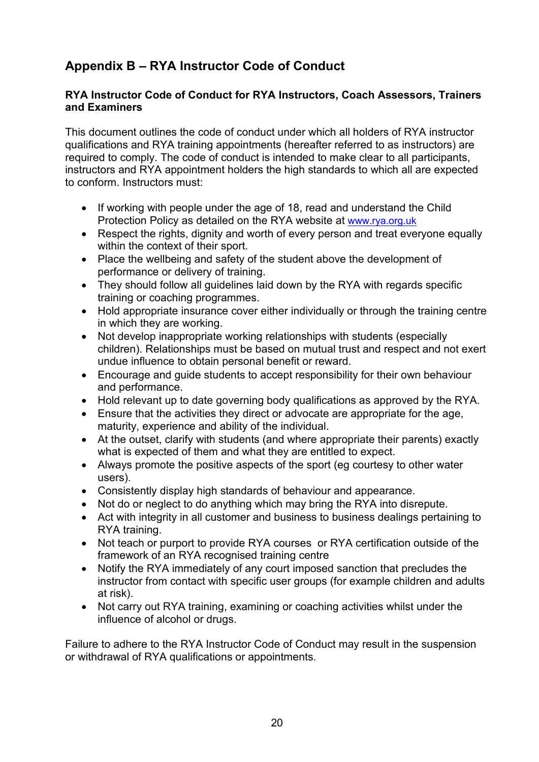## Appendix B – RYA Instructor Code of Conduct

### RYA Instructor Code of Conduct for RYA Instructors, Coach Assessors, Trainers and Examiners

This document outlines the code of conduct under which all holders of RYA instructor qualifications and RYA training appointments (hereafter referred to as instructors) are required to comply. The code of conduct is intended to make clear to all participants, instructors and RYA appointment holders the high standards to which all are expected to conform. Instructors must:

- If working with people under the age of 18, read and understand the Child Protection Policy as detailed on the RYA website at www.rya.org.uk
- Respect the rights, dignity and worth of every person and treat everyone equally within the context of their sport.
- Place the wellbeing and safety of the student above the development of performance or delivery of training.
- They should follow all guidelines laid down by the RYA with regards specific training or coaching programmes.
- Hold appropriate insurance cover either individually or through the training centre in which they are working.
- Not develop inappropriate working relationships with students (especially children). Relationships must be based on mutual trust and respect and not exert undue influence to obtain personal benefit or reward.
- Encourage and guide students to accept responsibility for their own behaviour and performance.
- Hold relevant up to date governing body qualifications as approved by the RYA.
- Ensure that the activities they direct or advocate are appropriate for the age, maturity, experience and ability of the individual.
- At the outset, clarify with students (and where appropriate their parents) exactly what is expected of them and what they are entitled to expect.
- Always promote the positive aspects of the sport (eg courtesy to other water users).
- Consistently display high standards of behaviour and appearance.
- Not do or neglect to do anything which may bring the RYA into disrepute.
- Act with integrity in all customer and business to business dealings pertaining to RYA training.
- Not teach or purport to provide RYA courses or RYA certification outside of the framework of an RYA recognised training centre
- Notify the RYA immediately of any court imposed sanction that precludes the instructor from contact with specific user groups (for example children and adults at risk).
- Not carry out RYA training, examining or coaching activities whilst under the influence of alcohol or drugs.

Failure to adhere to the RYA Instructor Code of Conduct may result in the suspension or withdrawal of RYA qualifications or appointments.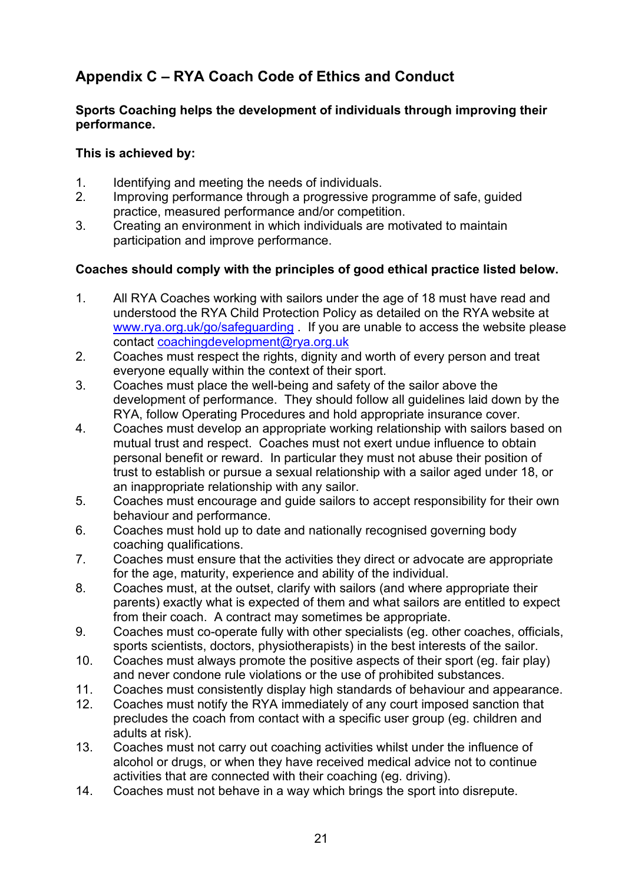## Appendix C – RYA Coach Code of Ethics and Conduct

**Sports Coaching helps the development of individuals through improving their performance.**

**This is achieved by:**

1. Identifying and meeting the needs of individuals.
2. Improving performance through a progressive programme of safe, guided practice, measured performance and/or competition.
3. Creating an environment in which individuals are motivated to maintain participation and improve performance.

**Coaches should comply with the principles of good ethical practice listed below.**

1. All RYA Coaches working with sailors under the age of 18 must have read and understood the RYA Child Protection Policy as detailed on the RYA website at [www.rya.org.uk/go/safeguarding](www.rya.org.uk/go/safeguarding) . If you are unable to access the website please contact [coachingdevelopment@rya.org.uk](mailto:coachingdevelopment@rya.org.uk)
2. Coaches must respect the rights, dignity and worth of every person and treat everyone equally within the context of their sport.
3. Coaches must place the well-being and safety of the sailor above the development of performance. They should follow all guidelines laid down by the RYA, follow Operating Procedures and hold appropriate insurance cover.
4. Coaches must develop an appropriate working relationship with sailors based on mutual trust and respect. Coaches must not exert undue influence to obtain personal benefit or reward. In particular they must not abuse their position of trust to establish or pursue a sexual relationship with a sailor aged under 18, or an inappropriate relationship with any sailor.
5. Coaches must encourage and guide sailors to accept responsibility for their own behaviour and performance.
6. Coaches must hold up to date and nationally recognised governing body coaching qualifications.
7. Coaches must ensure that the activities they direct or advocate are appropriate for the age, maturity, experience and ability of the individual.
8. Coaches must, at the outset, clarify with sailors (and where appropriate their parents) exactly what is expected of them and what sailors are entitled to expect from their coach. A contract may sometimes be appropriate.
9. Coaches must co-operate fully with other specialists (eg. other coaches, officials, sports scientists, doctors, physiotherapists) in the best interests of the sailor.
10. Coaches must always promote the positive aspects of their sport (eg. fair play) and never condone rule violations or the use of prohibited substances.
11. Coaches must consistently display high standards of behaviour and appearance.
12. Coaches must notify the RYA immediately of any court imposed sanction that precludes the coach from contact with a specific user group (eg. children and adults at risk).
13. Coaches must not carry out coaching activities whilst under the influence of alcohol or drugs, or when they have received medical advice not to continue activities that are connected with their coaching (eg. driving).
14. Coaches must not behave in a way which brings the sport into disrepute.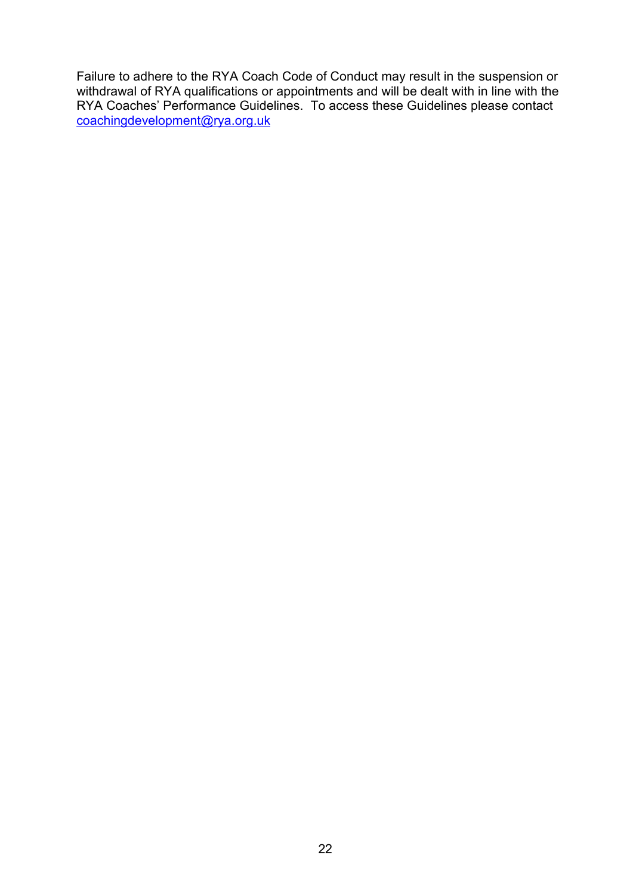Failure to adhere to the RYA Coach Code of Conduct may result in the suspension or withdrawal of RYA qualifications or appointments and will be dealt with in line with the RYA Coaches' Performance Guidelines. To access these Guidelines please contact coachingdevelopment@rya.org.uk